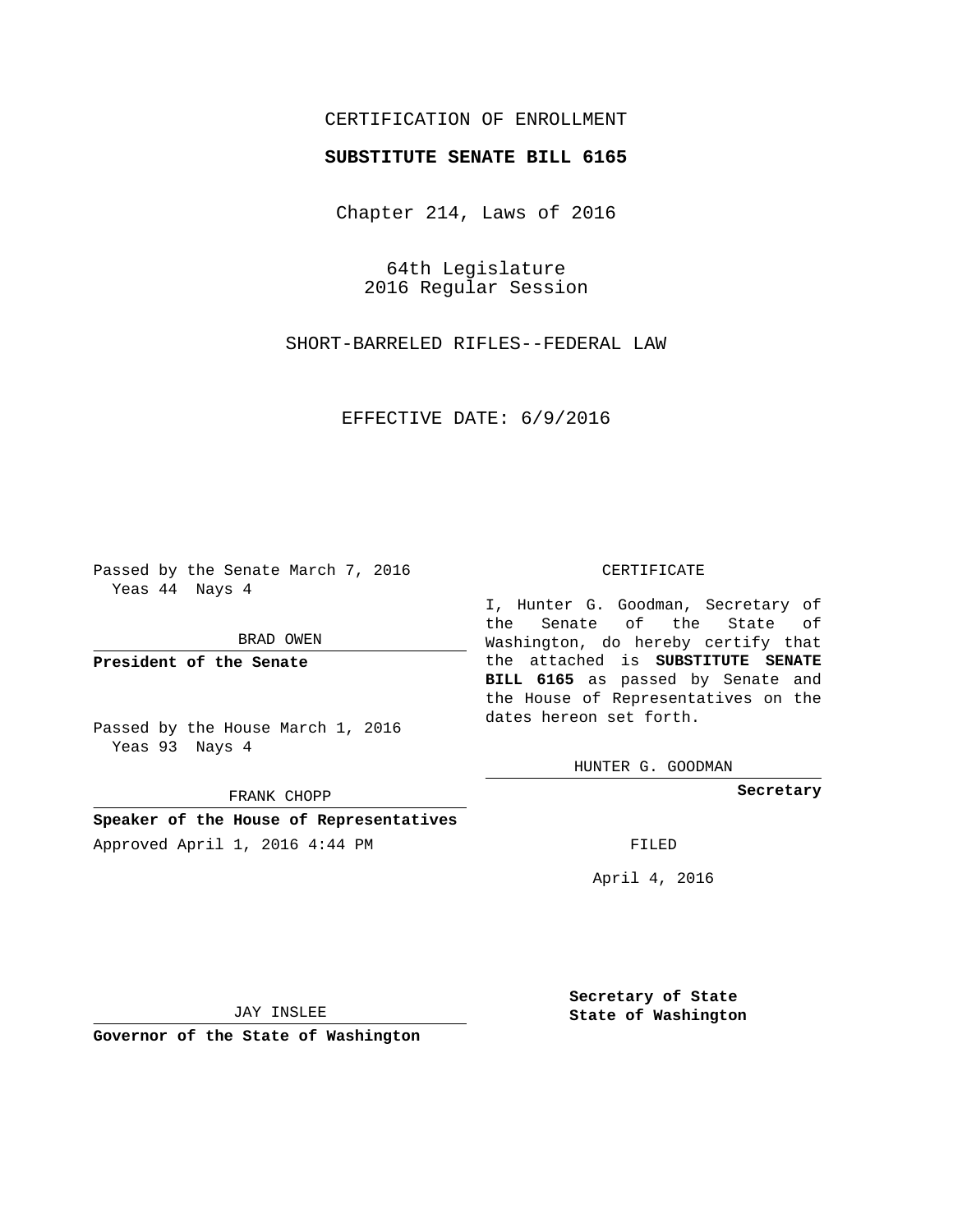CERTIFICATION OF ENROLLMENT

**SUBSTITUTE SENATE BILL 6165**

Chapter 214, Laws of 2016

64th Legislature
2016 Regular Session

SHORT-BARRELED RIFLES--FEDERAL LAW

EFFECTIVE DATE: 6/9/2016

Passed by the Senate March 7, 2016
Yeas 44 Nays 4

BRAD OWEN

**President of the Senate**

Passed by the House March 1, 2016
Yeas 93 Nays 4

FRANK CHOPP

**Speaker of the House of Representatives**

Approved April 1, 2016 4:44 PM

JAY INSLEE

**Governor of the State of Washington**

CERTIFICATE

I, Hunter G. Goodman, Secretary of the Senate of the State of Washington, do hereby certify that the attached is **SUBSTITUTE SENATE BILL 6165** as passed by Senate and the House of Representatives on the dates hereon set forth.

HUNTER G. GOODMAN

**Secretary**

FILED

April 4, 2016

**Secretary of State**
**State of Washington**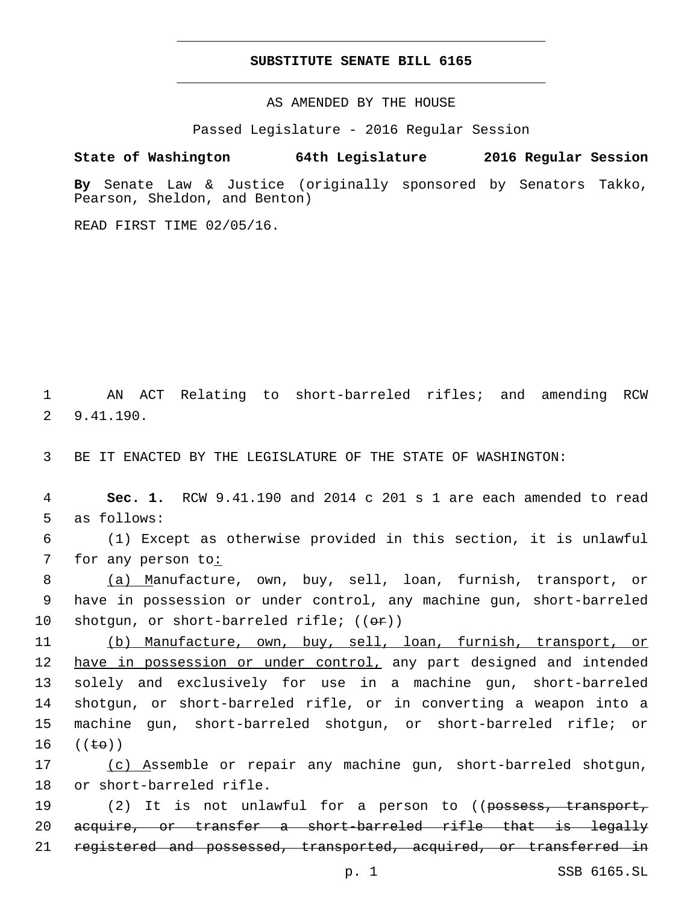# SUBSTITUTE SENATE BILL 6165

AS AMENDED BY THE HOUSE

Passed Legislature - 2016 Regular Session

**State of Washington 64th Legislature 2016 Regular Session**

**By** Senate Law & Justice (originally sponsored by Senators Takko, Pearson, Sheldon, and Benton)

READ FIRST TIME 02/05/16.

1 AN ACT Relating to short-barreled rifles; and amending RCW 2 9.41.190.

3 BE IT ENACTED BY THE LEGISLATURE OF THE STATE OF WASHINGTON:

4 **Sec. 1.** RCW 9.41.190 and 2014 c 201 s 1 are each amended to read 5 as follows:

6 (1) Except as otherwise provided in this section, it is unlawful 7 for any person to:

8 (a) Manufacture, own, buy, sell, loan, furnish, transport, or 9 have in possession or under control, any machine gun, short-barreled 10 shotgun, or short-barreled rifle; ((~~or~~))

11 (b) Manufacture, own, buy, sell, loan, furnish, transport, or 12 have in possession or under control, any part designed and intended 13 solely and exclusively for use in a machine gun, short-barreled 14 shotgun, or short-barreled rifle, or in converting a weapon into a 15 machine gun, short-barreled shotgun, or short-barreled rifle; or 16 ((~~to~~))

17 (c) Assemble or repair any machine gun, short-barreled shotgun, 18 or short-barreled rifle.

19 (2) It is not unlawful for a person to ((~~possess, transport,~~ 20 ~~acquire, or transfer a short-barreled rifle that is legally~~ 21 ~~registered and possessed, transported, acquired, or transferred in~~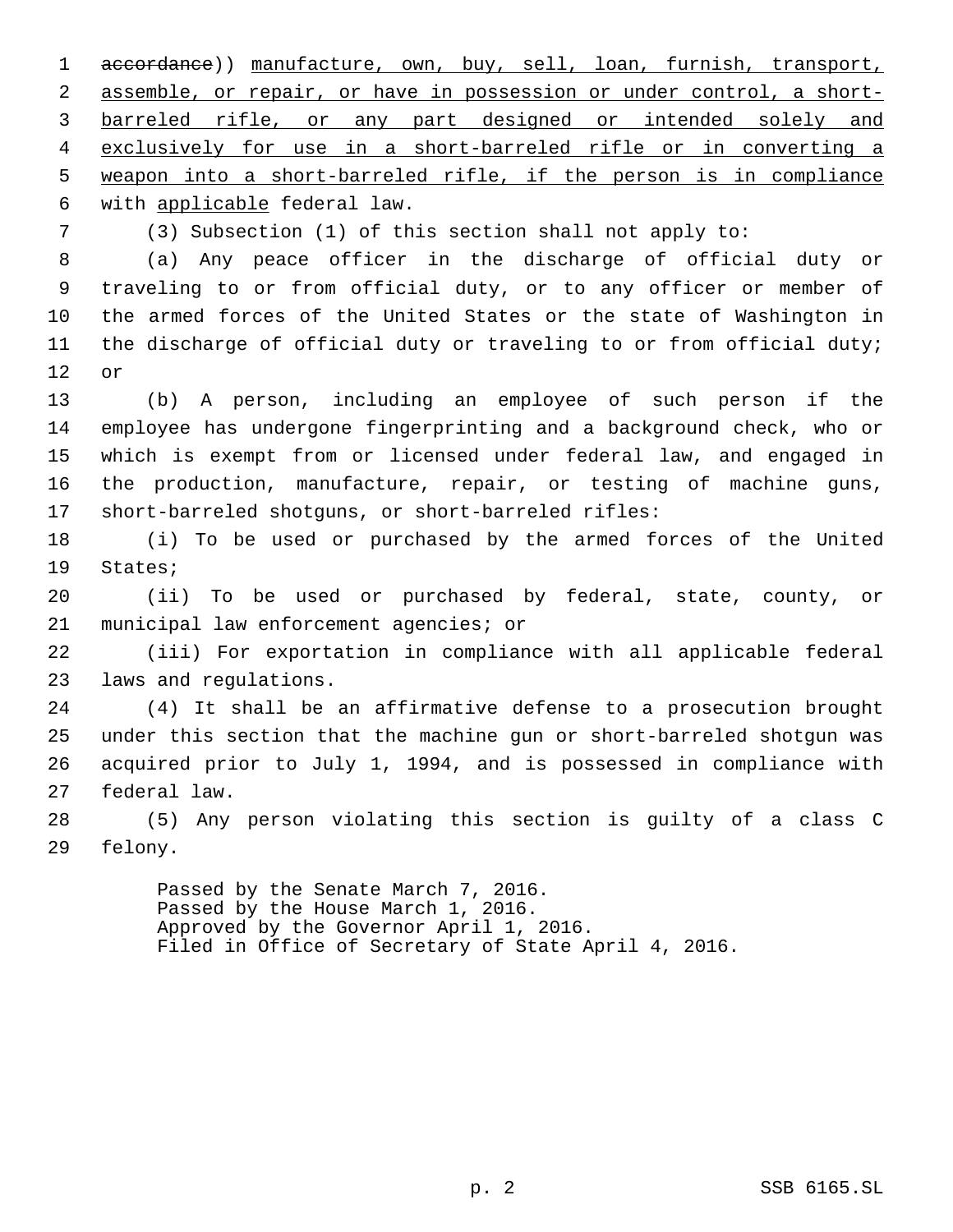~~accordance~~)) manufacture, own, buy, sell, loan, furnish, transport, assemble, or repair, or have in possession or under control, a short-barreled rifle, or any part designed or intended solely and exclusively for use in a short-barreled rifle or in converting a weapon into a short-barreled rifle, if the person is in compliance with applicable federal law.

(3) Subsection (1) of this section shall not apply to:

(a) Any peace officer in the discharge of official duty or traveling to or from official duty, or to any officer or member of the armed forces of the United States or the state of Washington in the discharge of official duty or traveling to or from official duty; or

(b) A person, including an employee of such person if the employee has undergone fingerprinting and a background check, who or which is exempt from or licensed under federal law, and engaged in the production, manufacture, repair, or testing of machine guns, short-barreled shotguns, or short-barreled rifles:

(i) To be used or purchased by the armed forces of the United States;

(ii) To be used or purchased by federal, state, county, or municipal law enforcement agencies; or

(iii) For exportation in compliance with all applicable federal laws and regulations.

(4) It shall be an affirmative defense to a prosecution brought under this section that the machine gun or short-barreled shotgun was acquired prior to July 1, 1994, and is possessed in compliance with federal law.

(5) Any person violating this section is guilty of a class C felony.

Passed by the Senate March 7, 2016.
Passed by the House March 1, 2016.
Approved by the Governor April 1, 2016.
Filed in Office of Secretary of State April 4, 2016.